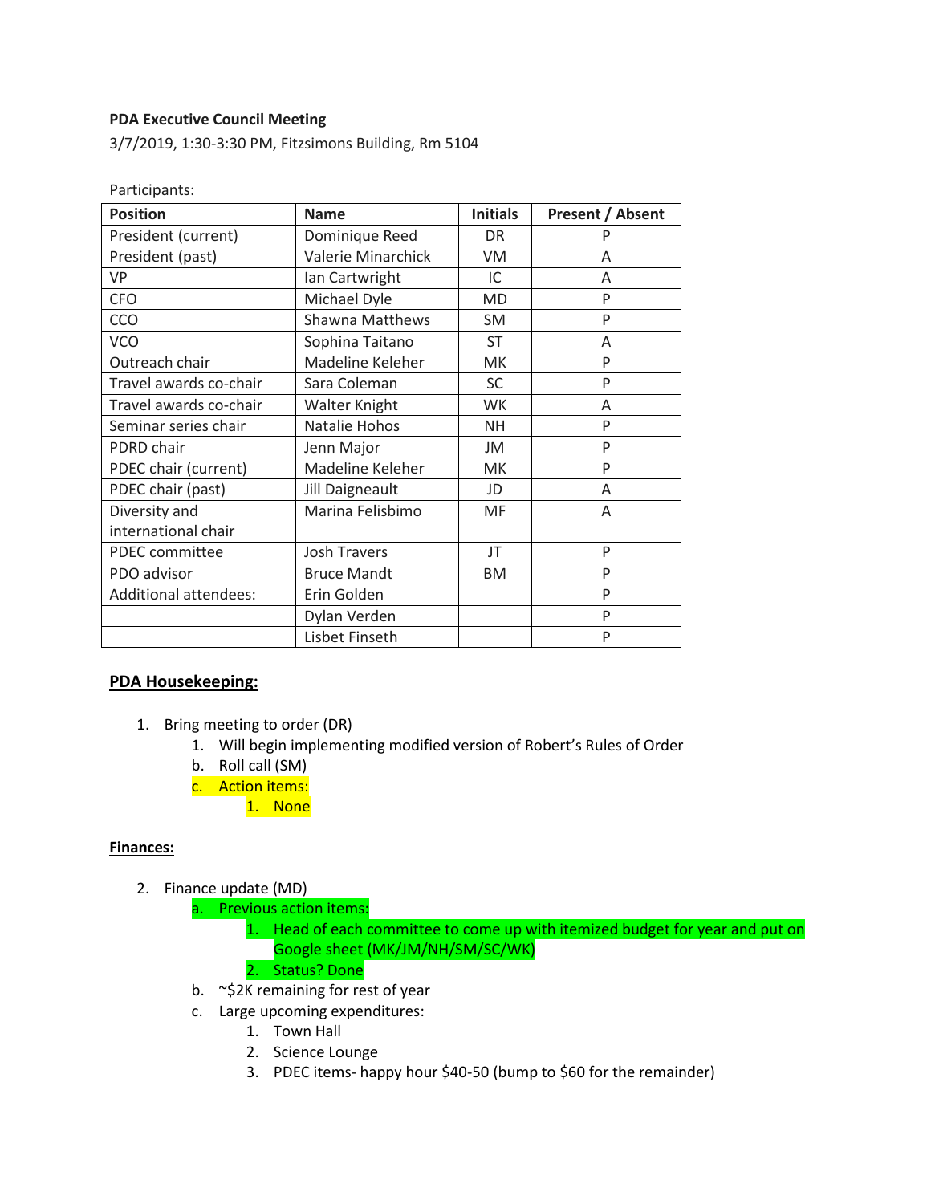**PDA Executive Council Meeting**

3/7/2019, 1:30-3:30 PM, Fitzsimons Building, Rm 5104

Participants:

| Position | Name | Initials | Present / Absent |
|---|---|---|---|
| President (current) | Dominique Reed | DR | P |
| President (past) | Valerie Minarchick | VM | A |
| VP | Ian Cartwright | IC | A |
| CFO | Michael Dyle | MD | P |
| CCO | Shawna Matthews | SM | P |
| VCO | Sophina Taitano | ST | A |
| Outreach chair | Madeline Keleher | MK | P |
| Travel awards co-chair | Sara Coleman | SC | P |
| Travel awards co-chair | Walter Knight | WK | A |
| Seminar series chair | Natalie Hohos | NH | P |
| PDRD chair | Jenn Major | JM | P |
| PDEC chair (current) | Madeline Keleher | MK | P |
| PDEC chair (past) | Jill Daigneault | JD | A |
| Diversity and international chair | Marina Felisbimo | MF | A |
| PDEC committee | Josh Travers | JT | P |
| PDO advisor | Bruce Mandt | BM | P |
| Additional attendees: | Erin Golden | | P |
| | Dylan Verden | | P |
| | Lisbet Finseth | | P |

## PDA Housekeeping:

1. Bring meeting to order (DR)
   1. Will begin implementing modified version of Robert's Rules of Order
   
   b. Roll call (SM)
   
   c. Action items:
      1. None

### Finances:

2. Finance update (MD)
   a. Previous action items:
      1. Head of each committee to come up with itemized budget for year and put on Google sheet (MK/JM/NH/SM/SC/WK)
      2. Status? Done
      
   b. ~$2K remaining for rest of year
   
   c. Large upcoming expenditures:
      1. Town Hall
      2. Science Lounge
      3. PDEC items- happy hour $40-50 (bump to $60 for the remainder)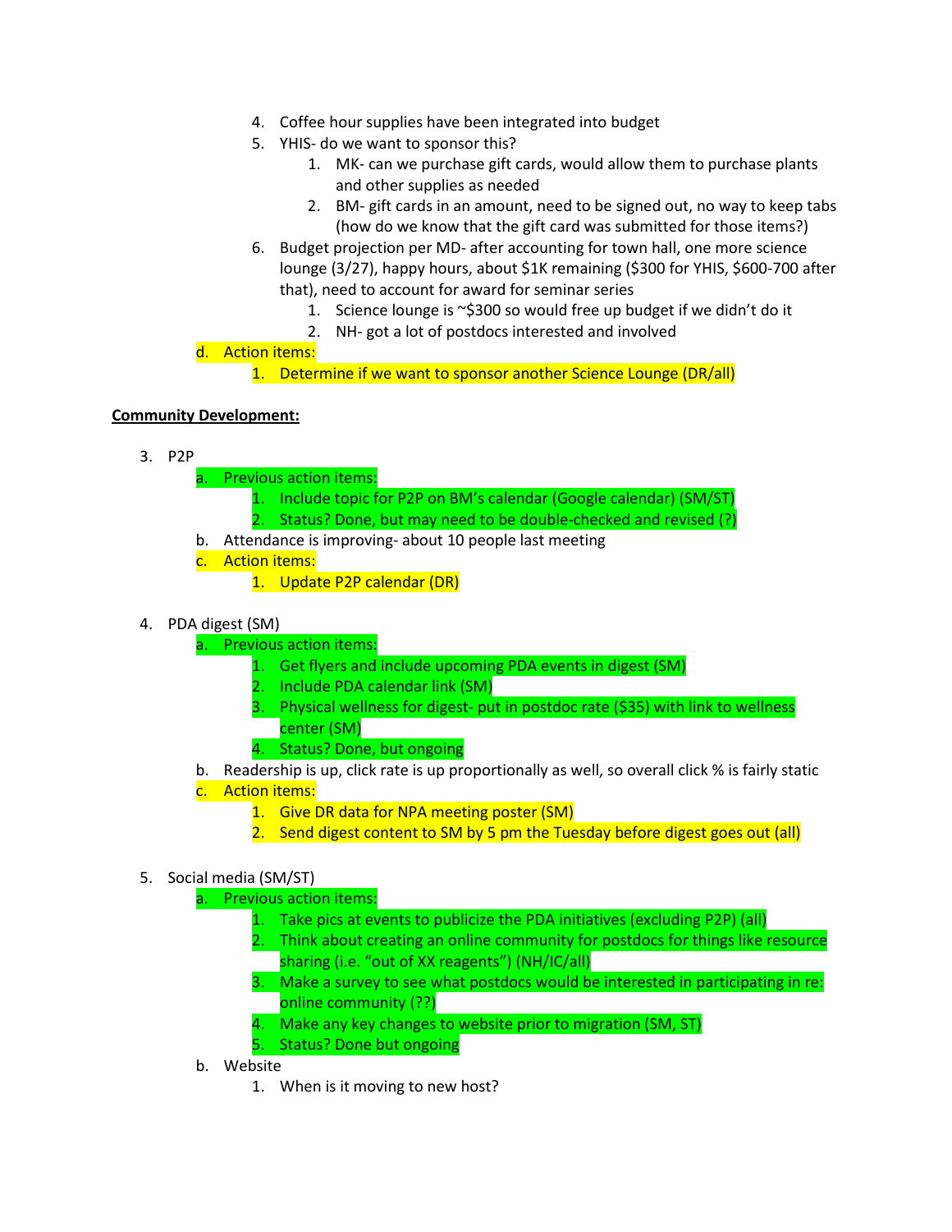4. Coffee hour supplies have been integrated into budget
5. YHIS- do we want to sponsor this?
    1. MK- can we purchase gift cards, would allow them to purchase plants and other supplies as needed
    2. BM- gift cards in an amount, need to be signed out, no way to keep tabs (how do we know that the gift card was submitted for those items?)
6. Budget projection per MD- after accounting for town hall, one more science lounge (3/27), happy hours, about $1K remaining ($300 for YHIS, $600-700 after that), need to account for award for seminar series
    1. Science lounge is ~$300 so would free up budget if we didn't do it
    2. NH- got a lot of postdocs interested and involved

d. Action items:
    1. Determine if we want to sponsor another Science Lounge (DR/all)

**Community Development:**

3. P2P
    a. Previous action items:
        1. Include topic for P2P on BM's calendar (Google calendar) (SM/ST)
        2. Status? Done, but may need to be double-checked and revised (?)
    b. Attendance is improving- about 10 people last meeting
    c. Action items:
        1. Update P2P calendar (DR)

4. PDA digest (SM)
    a. Previous action items:
        1. Get flyers and include upcoming PDA events in digest (SM)
        2. Include PDA calendar link (SM)
        3. Physical wellness for digest- put in postdoc rate ($35) with link to wellness center (SM)
        4. Status? Done, but ongoing
    b. Readership is up, click rate is up proportionally as well, so overall click % is fairly static
    c. Action items:
        1. Give DR data for NPA meeting poster (SM)
        2. Send digest content to SM by 5 pm the Tuesday before digest goes out (all)

5. Social media (SM/ST)
    a. Previous action items:
        1. Take pics at events to publicize the PDA initiatives (excluding P2P) (all)
        2. Think about creating an online community for postdocs for things like resource sharing (i.e. "out of XX reagents") (NH/IC/all)
        3. Make a survey to see what postdocs would be interested in participating in re: online community (??)
        4. Make any key changes to website prior to migration (SM, ST)
        5. Status? Done but ongoing
    b. Website
        1. When is it moving to new host?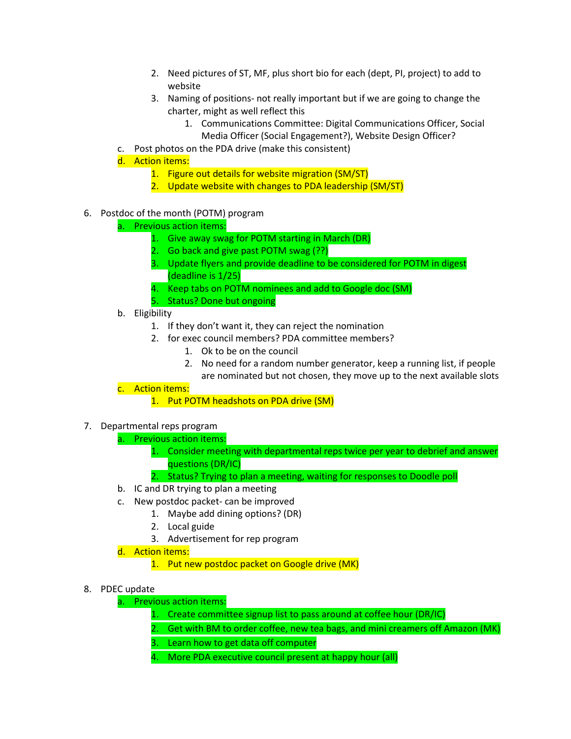2. Need pictures of ST, MF, plus short bio for each (dept, PI, project) to add to website
   3. Naming of positions- not really important but if we are going to change the charter, might as well reflect this
      1. Communications Committee: Digital Communications Officer, Social Media Officer (Social Engagement?), Website Design Officer?

   c. Post photos on the PDA drive (make this consistent)

   d. Action items:
      1. Figure out details for website migration (SM/ST)
      2. Update website with changes to PDA leadership (SM/ST)

6. Postdoc of the month (POTM) program
   a. Previous action items:
      1. Give away swag for POTM starting in March (DR)
      2. Go back and give past POTM swag (??)
      3. Update flyers and provide deadline to be considered for POTM in digest (deadline is 1/25)
      4. Keep tabs on POTM nominees and add to Google doc (SM)
      5. Status? Done but ongoing
   b. Eligibility
      1. If they don't want it, they can reject the nomination
      2. for exec council members? PDA committee members?
         1. Ok to be on the council
         2. No need for a random number generator, keep a running list, if people are nominated but not chosen, they move up to the next available slots
   c. Action items:
      1. Put POTM headshots on PDA drive (SM)

7. Departmental reps program
   a. Previous action items:
      1. Consider meeting with departmental reps twice per year to debrief and answer questions (DR/IC)
      2. Status? Trying to plan a meeting, waiting for responses to Doodle poll
   b. IC and DR trying to plan a meeting
   c. New postdoc packet- can be improved
      1. Maybe add dining options? (DR)
      2. Local guide
      3. Advertisement for rep program
   d. Action items:
      1. Put new postdoc packet on Google drive (MK)

8. PDEC update
   a. Previous action items:
      1. Create committee signup list to pass around at coffee hour (DR/IC)
      2. Get with BM to order coffee, new tea bags, and mini creamers off Amazon (MK)
      3. Learn how to get data off computer
      4. More PDA executive council present at happy hour (all)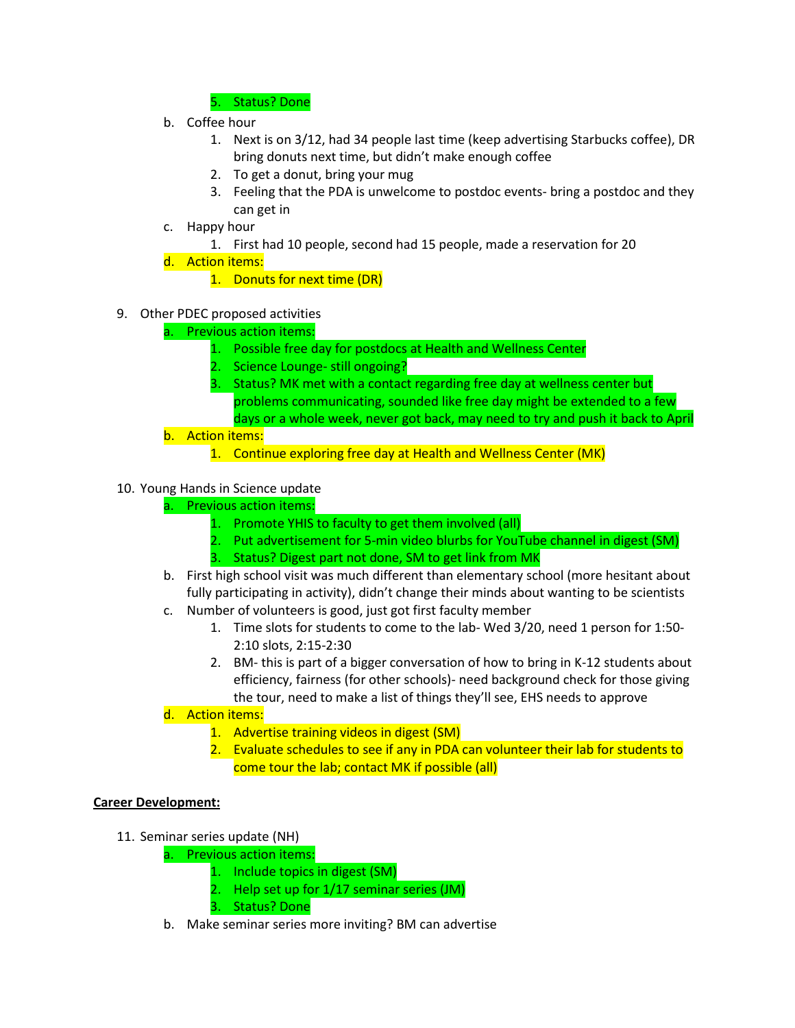5. Status? Done

   b. Coffee hour
        1. Next is on 3/12, had 34 people last time (keep advertising Starbucks coffee), DR bring donuts next time, but didn't make enough coffee
        2. To get a donut, bring your mug
        3. Feeling that the PDA is unwelcome to postdoc events- bring a postdoc and they can get in
   c. Happy hour
        1. First had 10 people, second had 15 people, made a reservation for 20
   d. Action items:
        1. Donuts for next time (DR)

9. Other PDEC proposed activities
   a. Previous action items:
        1. Possible free day for postdocs at Health and Wellness Center
        2. Science Lounge- still ongoing?
        3. Status? MK met with a contact regarding free day at wellness center but problems communicating, sounded like free day might be extended to a few days or a whole week, never got back, may need to try and push it back to April
   b. Action items:
        1. Continue exploring free day at Health and Wellness Center (MK)

10. Young Hands in Science update
    a. Previous action items:
        1. Promote YHIS to faculty to get them involved (all)
        2. Put advertisement for 5-min video blurbs for YouTube channel in digest (SM)
        3. Status? Digest part not done, SM to get link from MK
    b. First high school visit was much different than elementary school (more hesitant about fully participating in activity), didn't change their minds about wanting to be scientists
    c. Number of volunteers is good, just got first faculty member
        1. Time slots for students to come to the lab- Wed 3/20, need 1 person for 1:50-2:10 slots, 2:15-2:30
        2. BM- this is part of a bigger conversation of how to bring in K-12 students about efficiency, fairness (for other schools)- need background check for those giving the tour, need to make a list of things they'll see, EHS needs to approve
    d. Action items:
        1. Advertise training videos in digest (SM)
        2. Evaluate schedules to see if any in PDA can volunteer their lab for students to come tour the lab; contact MK if possible (all)

**Career Development:**

11. Seminar series update (NH)
    a. Previous action items:
        1. Include topics in digest (SM)
        2. Help set up for 1/17 seminar series (JM)
        3. Status? Done
    b. Make seminar series more inviting? BM can advertise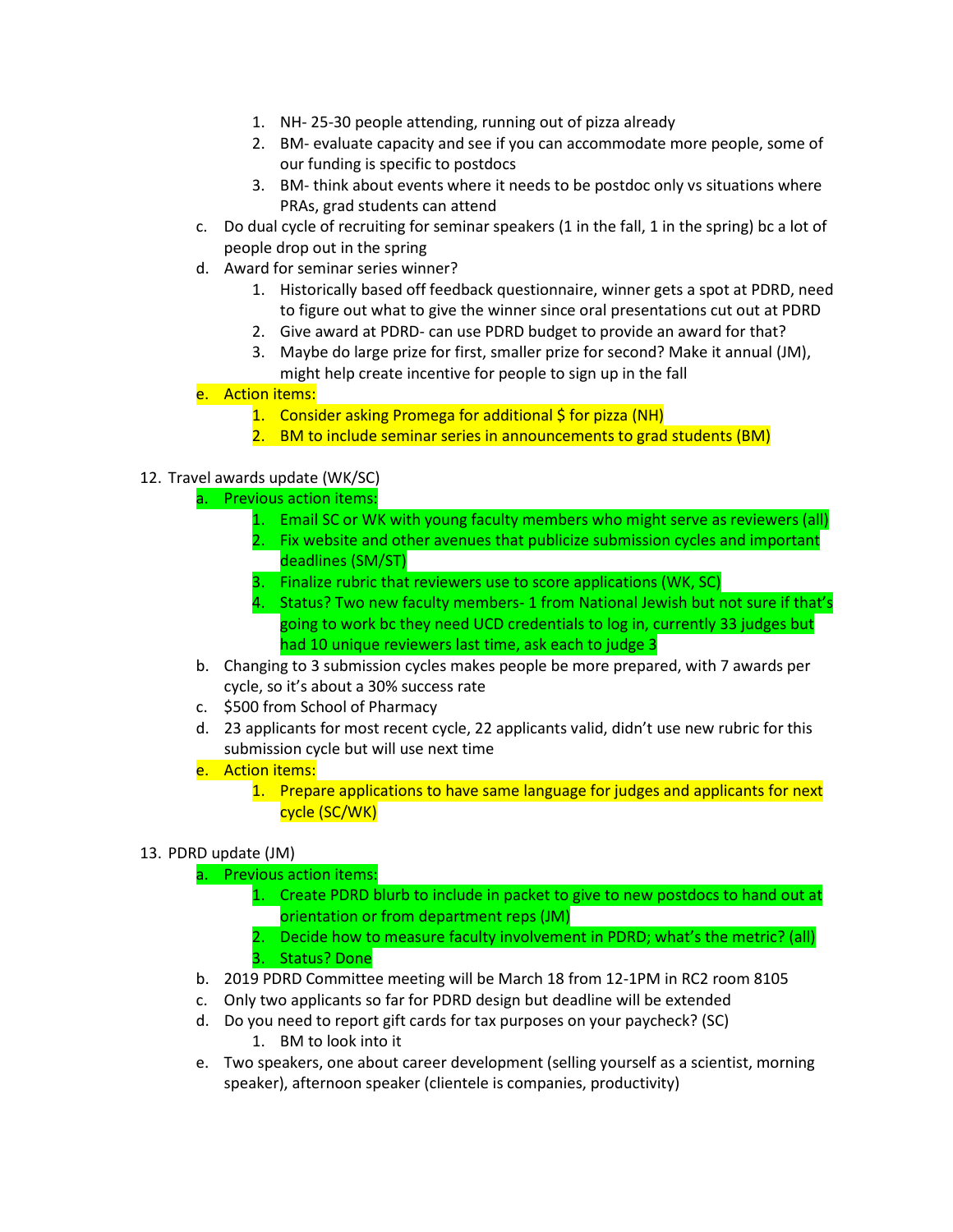1. NH- 25-30 people attending, running out of pizza already
2. BM- evaluate capacity and see if you can accommodate more people, some of our funding is specific to postdocs
3. BM- think about events where it needs to be postdoc only vs situations where PRAs, grad students can attend

c. Do dual cycle of recruiting for seminar speakers (1 in the fall, 1 in the spring) bc a lot of people drop out in the spring

d. Award for seminar series winner?
   1. Historically based off feedback questionnaire, winner gets a spot at PDRD, need to figure out what to give the winner since oral presentations cut out at PDRD
   2. Give award at PDRD- can use PDRD budget to provide an award for that?
   3. Maybe do large prize for first, smaller prize for second? Make it annual (JM), might help create incentive for people to sign up in the fall

e. Action items:
   1. Consider asking Promega for additional $ for pizza (NH)
   2. BM to include seminar series in announcements to grad students (BM)

12. Travel awards update (WK/SC)
    a. Previous action items:
       1. Email SC or WK with young faculty members who might serve as reviewers (all)
       2. Fix website and other avenues that publicize submission cycles and important deadlines (SM/ST)
       3. Finalize rubric that reviewers use to score applications (WK, SC)
       4. Status? Two new faculty members- 1 from National Jewish but not sure if that's going to work bc they need UCD credentials to log in, currently 33 judges but had 10 unique reviewers last time, ask each to judge 3
    b. Changing to 3 submission cycles makes people be more prepared, with 7 awards per cycle, so it's about a 30% success rate
    c. $500 from School of Pharmacy
    d. 23 applicants for most recent cycle, 22 applicants valid, didn't use new rubric for this submission cycle but will use next time
    e. Action items:
       1. Prepare applications to have same language for judges and applicants for next cycle (SC/WK)

13. PDRD update (JM)
    a. Previous action items:
       1. Create PDRD blurb to include in packet to give to new postdocs to hand out at orientation or from department reps (JM)
       2. Decide how to measure faculty involvement in PDRD; what's the metric? (all)
       3. Status? Done
    b. 2019 PDRD Committee meeting will be March 18 from 12-1PM in RC2 room 8105
    c. Only two applicants so far for PDRD design but deadline will be extended
    d. Do you need to report gift cards for tax purposes on your paycheck? (SC)
       1. BM to look into it
    e. Two speakers, one about career development (selling yourself as a scientist, morning speaker), afternoon speaker (clientele is companies, productivity)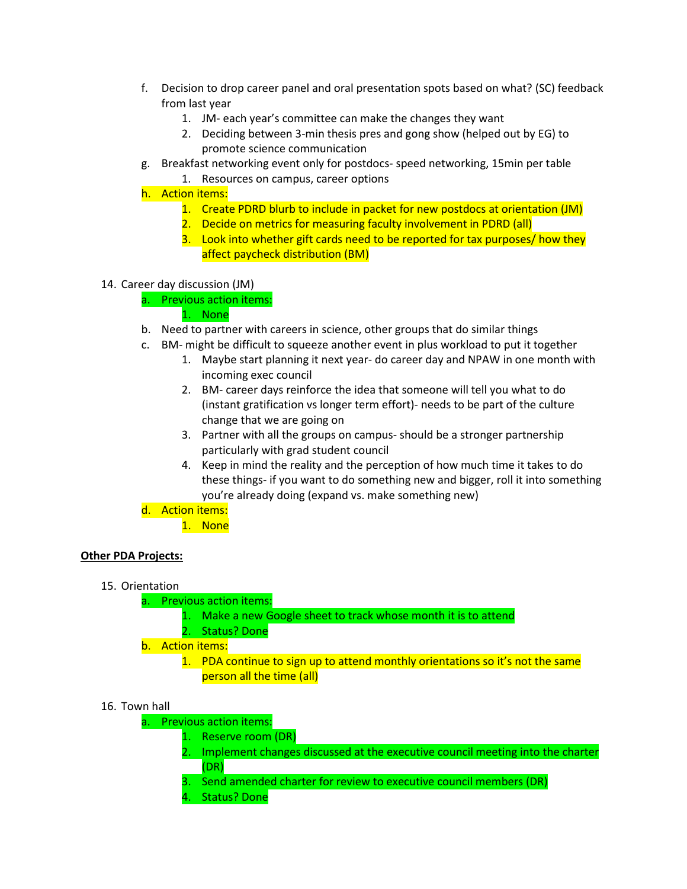f. Decision to drop career panel and oral presentation spots based on what? (SC) feedback from last year
    1. JM- each year's committee can make the changes they want
    2. Deciding between 3-min thesis pres and gong show (helped out by EG) to promote science communication
g. Breakfast networking event only for postdocs- speed networking, 15min per table
    1. Resources on campus, career options
h. Action items:
    1. Create PDRD blurb to include in packet for new postdocs at orientation (JM)
    2. Decide on metrics for measuring faculty involvement in PDRD (all)
    3. Look into whether gift cards need to be reported for tax purposes/ how they affect paycheck distribution (BM)

14. Career day discussion (JM)
    a. Previous action items:
        1. None
    b. Need to partner with careers in science, other groups that do similar things
    c. BM- might be difficult to squeeze another event in plus workload to put it together
        1. Maybe start planning it next year- do career day and NPAW in one month with incoming exec council
        2. BM- career days reinforce the idea that someone will tell you what to do (instant gratification vs longer term effort)- needs to be part of the culture change that we are going on
        3. Partner with all the groups on campus- should be a stronger partnership particularly with grad student council
        4. Keep in mind the reality and the perception of how much time it takes to do these things- if you want to do something new and bigger, roll it into something you're already doing (expand vs. make something new)
    d. Action items:
        1. None

**Other PDA Projects:**

15. Orientation
    a. Previous action items:
        1. Make a new Google sheet to track whose month it is to attend
        2. Status? Done
    b. Action items:
        1. PDA continue to sign up to attend monthly orientations so it's not the same person all the time (all)

16. Town hall
    a. Previous action items:
        1. Reserve room (DR)
        2. Implement changes discussed at the executive council meeting into the charter (DR)
        3. Send amended charter for review to executive council members (DR)
        4. Status? Done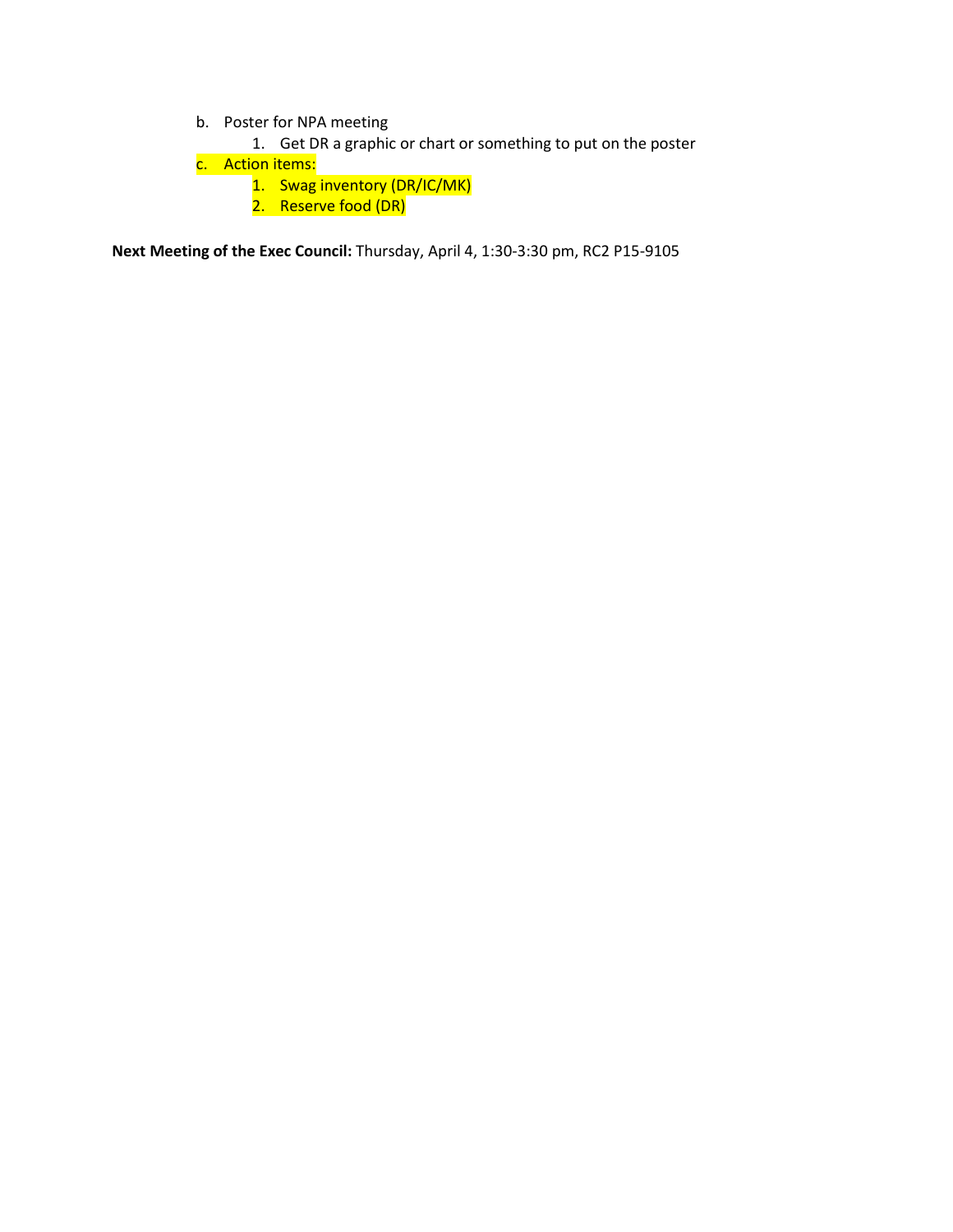b. Poster for NPA meeting
    1. Get DR a graphic or chart or something to put on the poster

c. Action items:
    1. Swag inventory (DR/IC/MK)
    2. Reserve food (DR)

**Next Meeting of the Exec Council:** Thursday, April 4, 1:30-3:30 pm, RC2 P15-9105